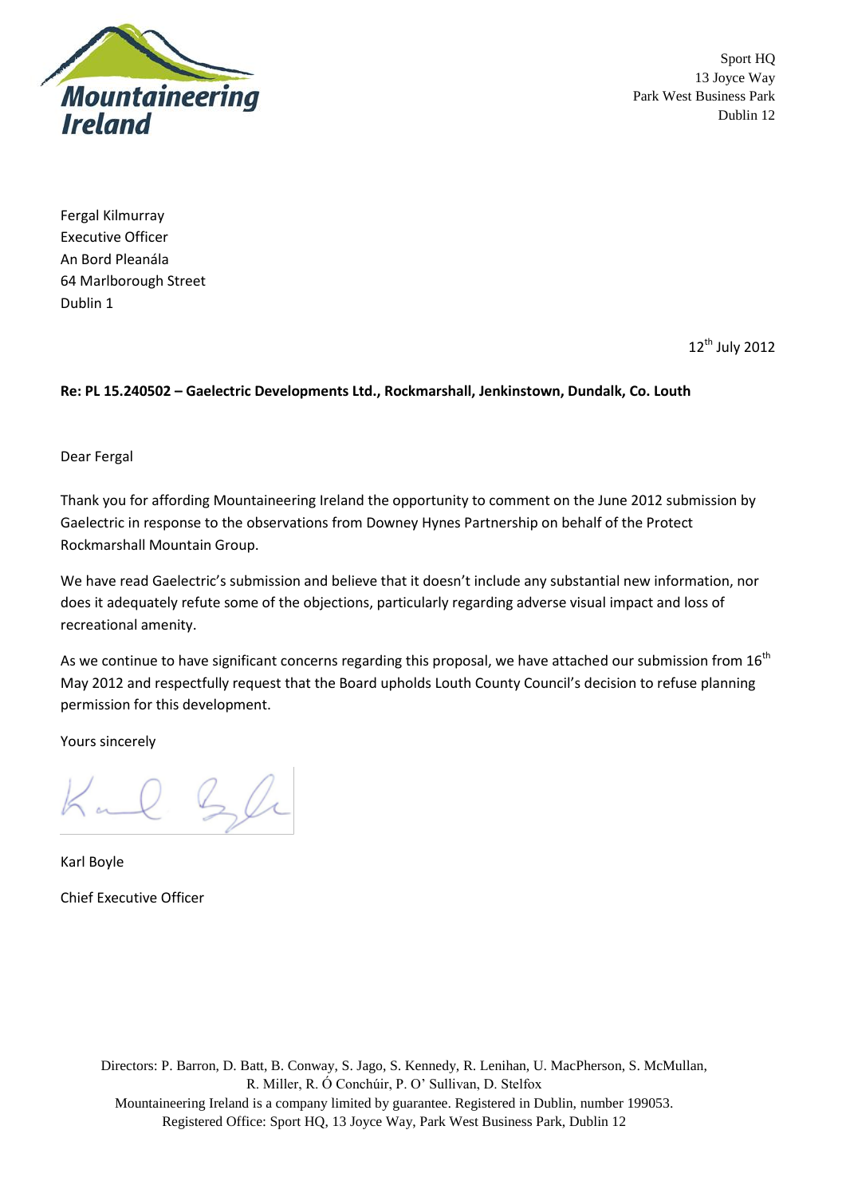Mountaineering Ireland

Sport HQ
13 Joyce Way
Park West Business Park
Dublin 12

Fergal Kilmurray
Executive Officer
An Bord Pleanála
64 Marlborough Street
Dublin 1

12th July 2012

**Re: PL 15.240502 – Gaelectric Developments Ltd., Rockmarshall, Jenkinstown, Dundalk, Co. Louth**

Dear Fergal

Thank you for affording Mountaineering Ireland the opportunity to comment on the June 2012 submission by Gaelectric in response to the observations from Downey Hynes Partnership on behalf of the Protect Rockmarshall Mountain Group.

We have read Gaelectric's submission and believe that it doesn't include any substantial new information, nor does it adequately refute some of the objections, particularly regarding adverse visual impact and loss of recreational amenity.

As we continue to have significant concerns regarding this proposal, we have attached our submission from 16th May 2012 and respectfully request that the Board upholds Louth County Council's decision to refuse planning permission for this development.

Yours sincerely

Karl Boyle

Chief Executive Officer

Directors: P. Barron, D. Batt, B. Conway, S. Jago, S. Kennedy, R. Lenihan, U. MacPherson, S. McMullan, R. Miller, R. Ó Conchúir, P. O' Sullivan, D. Stelfox
Mountaineering Ireland is a company limited by guarantee. Registered in Dublin, number 199053.
Registered Office: Sport HQ, 13 Joyce Way, Park West Business Park, Dublin 12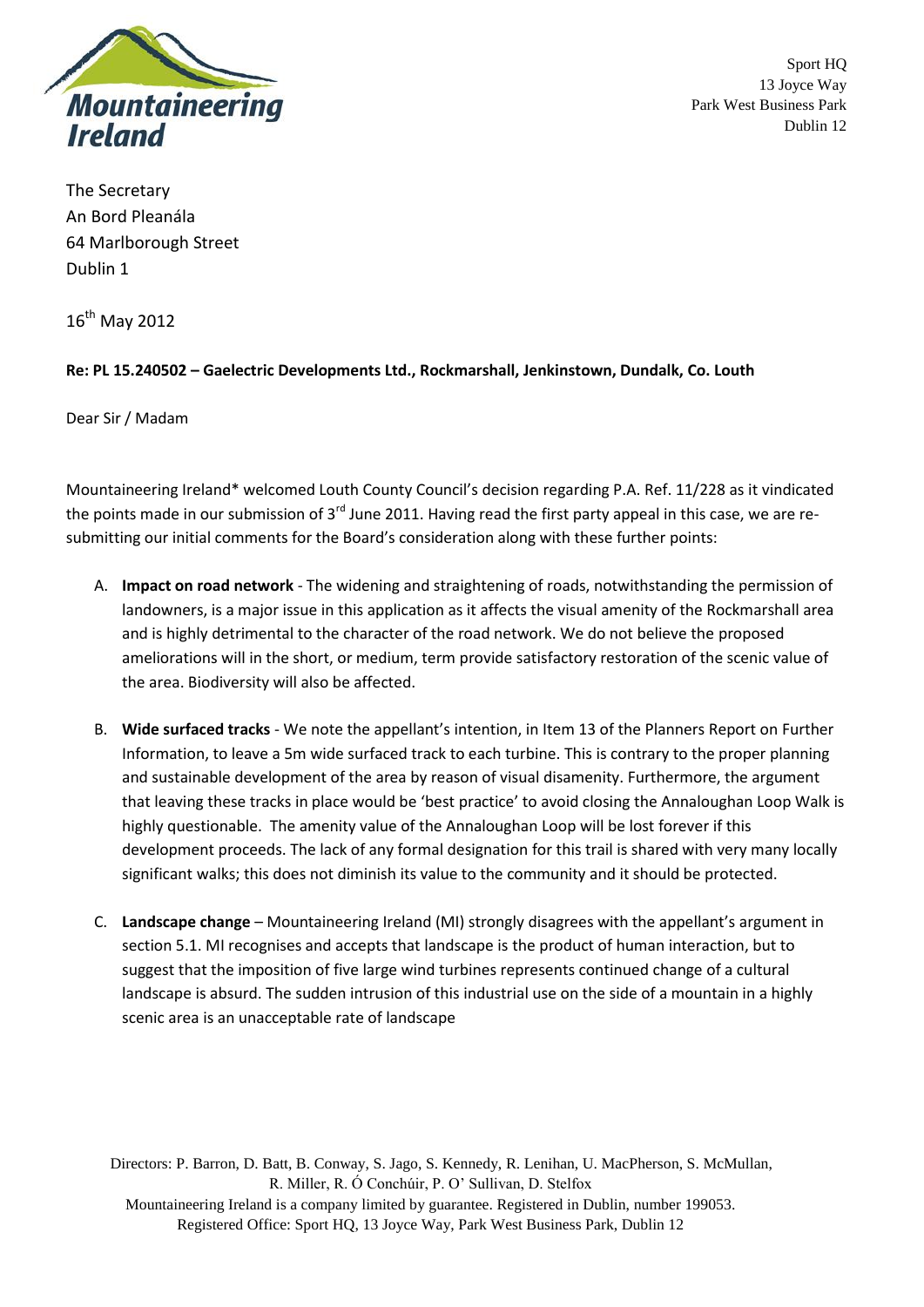Sport HQ
13 Joyce Way
Park West Business Park
Dublin 12

The Secretary
An Bord Pleanála
64 Marlborough Street
Dublin 1

16th May 2012

**Re: PL 15.240502 – Gaelectric Developments Ltd., Rockmarshall, Jenkinstown, Dundalk, Co. Louth**

Dear Sir / Madam

Mountaineering Ireland* welcomed Louth County Council's decision regarding P.A. Ref. 11/228 as it vindicated the points made in our submission of 3rd June 2011. Having read the first party appeal in this case, we are re-submitting our initial comments for the Board's consideration along with these further points:

A. **Impact on road network** - The widening and straightening of roads, notwithstanding the permission of landowners, is a major issue in this application as it affects the visual amenity of the Rockmarshall area and is highly detrimental to the character of the road network. We do not believe the proposed ameliorations will in the short, or medium, term provide satisfactory restoration of the scenic value of the area. Biodiversity will also be affected.

B. **Wide surfaced tracks** - We note the appellant's intention, in Item 13 of the Planners Report on Further Information, to leave a 5m wide surfaced track to each turbine. This is contrary to the proper planning and sustainable development of the area by reason of visual disamenity. Furthermore, the argument that leaving these tracks in place would be 'best practice' to avoid closing the Annaloughan Loop Walk is highly questionable. The amenity value of the Annaloughan Loop will be lost forever if this development proceeds. The lack of any formal designation for this trail is shared with very many locally significant walks; this does not diminish its value to the community and it should be protected.

C. **Landscape change** – Mountaineering Ireland (MI) strongly disagrees with the appellant's argument in section 5.1. MI recognises and accepts that landscape is the product of human interaction, but to suggest that the imposition of five large wind turbines represents continued change of a cultural landscape is absurd. The sudden intrusion of this industrial use on the side of a mountain in a highly scenic area is an unacceptable rate of landscape

Directors: P. Barron, D. Batt, B. Conway, S. Jago, S. Kennedy, R. Lenihan, U. MacPherson, S. McMullan, R. Miller, R. Ó Conchúir, P. O' Sullivan, D. Stelfox
Mountaineering Ireland is a company limited by guarantee. Registered in Dublin, number 199053.
Registered Office: Sport HQ, 13 Joyce Way, Park West Business Park, Dublin 12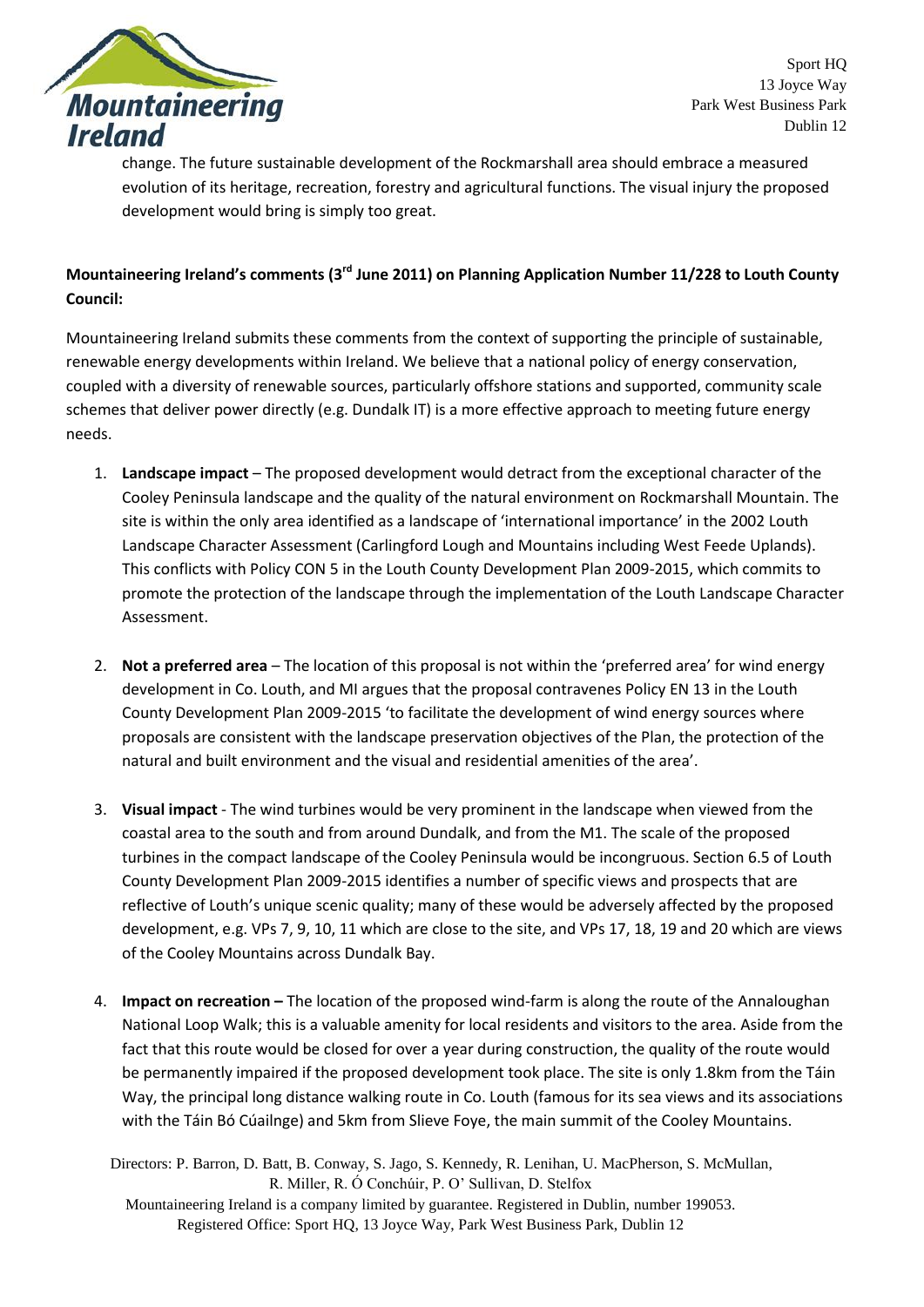change. The future sustainable development of the Rockmarshall area should embrace a measured evolution of its heritage, recreation, forestry and agricultural functions. The visual injury the proposed development would bring is simply too great.

**Mountaineering Ireland's comments (3rd June 2011) on Planning Application Number 11/228 to Louth County Council:**

Mountaineering Ireland submits these comments from the context of supporting the principle of sustainable, renewable energy developments within Ireland. We believe that a national policy of energy conservation, coupled with a diversity of renewable sources, particularly offshore stations and supported, community scale schemes that deliver power directly (e.g. Dundalk IT) is a more effective approach to meeting future energy needs.

1. **Landscape impact** – The proposed development would detract from the exceptional character of the Cooley Peninsula landscape and the quality of the natural environment on Rockmarshall Mountain. The site is within the only area identified as a landscape of 'international importance' in the 2002 Louth Landscape Character Assessment (Carlingford Lough and Mountains including West Feede Uplands). This conflicts with Policy CON 5 in the Louth County Development Plan 2009-2015, which commits to promote the protection of the landscape through the implementation of the Louth Landscape Character Assessment.

2. **Not a preferred area** – The location of this proposal is not within the 'preferred area' for wind energy development in Co. Louth, and MI argues that the proposal contravenes Policy EN 13 in the Louth County Development Plan 2009-2015 'to facilitate the development of wind energy sources where proposals are consistent with the landscape preservation objectives of the Plan, the protection of the natural and built environment and the visual and residential amenities of the area'.

3. **Visual impact** - The wind turbines would be very prominent in the landscape when viewed from the coastal area to the south and from around Dundalk, and from the M1. The scale of the proposed turbines in the compact landscape of the Cooley Peninsula would be incongruous. Section 6.5 of Louth County Development Plan 2009-2015 identifies a number of specific views and prospects that are reflective of Louth's unique scenic quality; many of these would be adversely affected by the proposed development, e.g. VPs 7, 9, 10, 11 which are close to the site, and VPs 17, 18, 19 and 20 which are views of the Cooley Mountains across Dundalk Bay.

4. **Impact on recreation –** The location of the proposed wind-farm is along the route of the Annaloughan National Loop Walk; this is a valuable amenity for local residents and visitors to the area. Aside from the fact that this route would be closed for over a year during construction, the quality of the route would be permanently impaired if the proposed development took place. The site is only 1.8km from the Táin Way, the principal long distance walking route in Co. Louth (famous for its sea views and its associations with the Táin Bó Cúailnge) and 5km from Slieve Foye, the main summit of the Cooley Mountains.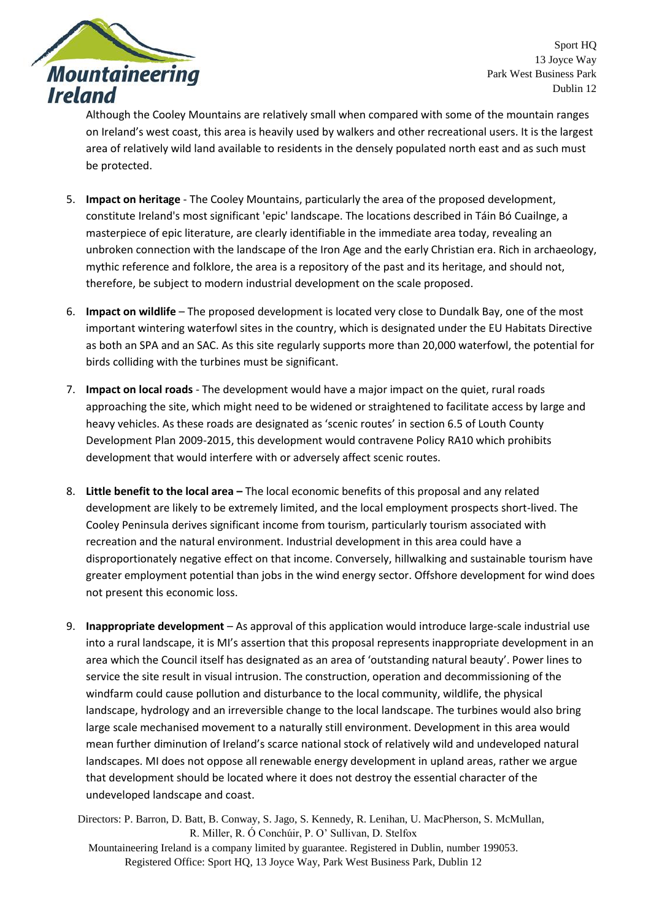Although the Cooley Mountains are relatively small when compared with some of the mountain ranges on Ireland's west coast, this area is heavily used by walkers and other recreational users. It is the largest area of relatively wild land available to residents in the densely populated north east and as such must be protected.

5. **Impact on heritage** - The Cooley Mountains, particularly the area of the proposed development, constitute Ireland's most significant 'epic' landscape. The locations described in Táin Bó Cuailnge, a masterpiece of epic literature, are clearly identifiable in the immediate area today, revealing an unbroken connection with the landscape of the Iron Age and the early Christian era. Rich in archaeology, mythic reference and folklore, the area is a repository of the past and its heritage, and should not, therefore, be subject to modern industrial development on the scale proposed.

6. **Impact on wildlife** – The proposed development is located very close to Dundalk Bay, one of the most important wintering waterfowl sites in the country, which is designated under the EU Habitats Directive as both an SPA and an SAC. As this site regularly supports more than 20,000 waterfowl, the potential for birds colliding with the turbines must be significant.

7. **Impact on local roads** - The development would have a major impact on the quiet, rural roads approaching the site, which might need to be widened or straightened to facilitate access by large and heavy vehicles. As these roads are designated as 'scenic routes' in section 6.5 of Louth County Development Plan 2009-2015, this development would contravene Policy RA10 which prohibits development that would interfere with or adversely affect scenic routes.

8. **Little benefit to the local area –** The local economic benefits of this proposal and any related development are likely to be extremely limited, and the local employment prospects short-lived. The Cooley Peninsula derives significant income from tourism, particularly tourism associated with recreation and the natural environment. Industrial development in this area could have a disproportionately negative effect on that income. Conversely, hillwalking and sustainable tourism have greater employment potential than jobs in the wind energy sector. Offshore development for wind does not present this economic loss.

9. **Inappropriate development** – As approval of this application would introduce large-scale industrial use into a rural landscape, it is MI's assertion that this proposal represents inappropriate development in an area which the Council itself has designated as an area of 'outstanding natural beauty'. Power lines to service the site result in visual intrusion. The construction, operation and decommissioning of the windfarm could cause pollution and disturbance to the local community, wildlife, the physical landscape, hydrology and an irreversible change to the local landscape. The turbines would also bring large scale mechanised movement to a naturally still environment. Development in this area would mean further diminution of Ireland's scarce national stock of relatively wild and undeveloped natural landscapes. MI does not oppose all renewable energy development in upland areas, rather we argue that development should be located where it does not destroy the essential character of the undeveloped landscape and coast.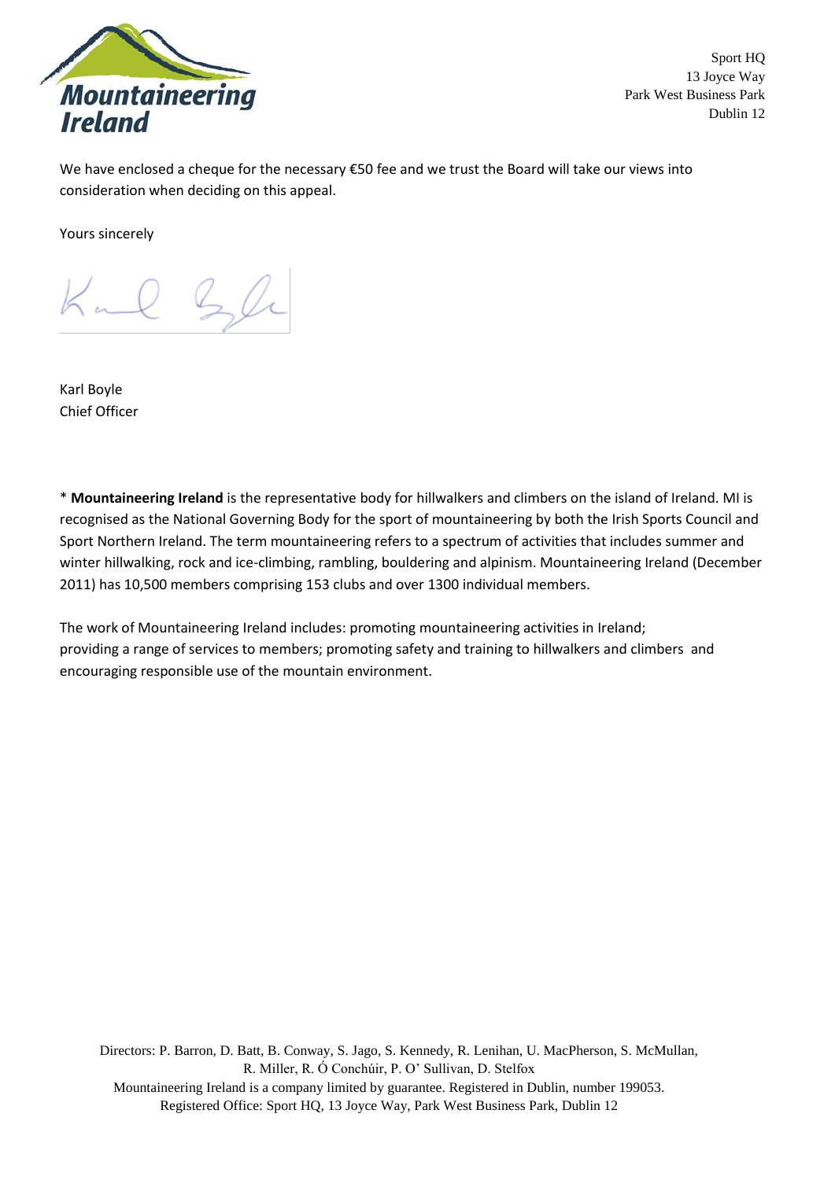Sport HQ
13 Joyce Way
Park West Business Park
Dublin 12

We have enclosed a cheque for the necessary €50 fee and we trust the Board will take our views into consideration when deciding on this appeal.

Yours sincerely

Karl Boyle
Chief Officer

* **Mountaineering Ireland** is the representative body for hillwalkers and climbers on the island of Ireland. MI is recognised as the National Governing Body for the sport of mountaineering by both the Irish Sports Council and Sport Northern Ireland. The term mountaineering refers to a spectrum of activities that includes summer and winter hillwalking, rock and ice-climbing, rambling, bouldering and alpinism. Mountaineering Ireland (December 2011) has 10,500 members comprising 153 clubs and over 1300 individual members.

The work of Mountaineering Ireland includes: promoting mountaineering activities in Ireland; providing a range of services to members; promoting safety and training to hillwalkers and climbers and encouraging responsible use of the mountain environment.

Directors: P. Barron, D. Batt, B. Conway, S. Jago, S. Kennedy, R. Lenihan, U. MacPherson, S. McMullan, R. Miller, R. Ó Conchúir, P. O' Sullivan, D. Stelfox
Mountaineering Ireland is a company limited by guarantee. Registered in Dublin, number 199053.
Registered Office: Sport HQ, 13 Joyce Way, Park West Business Park, Dublin 12